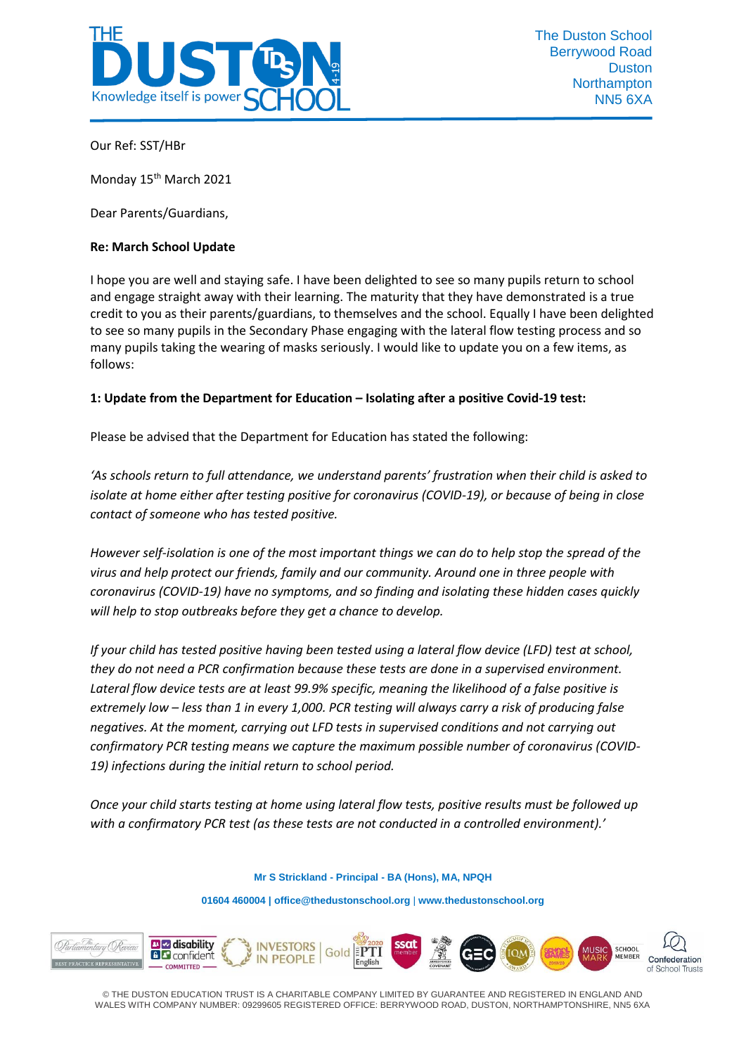The Duston School
Berrywood Road
Duston
Northampton
NN5 6XA

Our Ref: SST/HBr

Monday 15th March 2021

Dear Parents/Guardians,

**Re: March School Update**

I hope you are well and staying safe. I have been delighted to see so many pupils return to school and engage straight away with their learning. The maturity that they have demonstrated is a true credit to you as their parents/guardians, to themselves and the school. Equally I have been delighted to see so many pupils in the Secondary Phase engaging with the lateral flow testing process and so many pupils taking the wearing of masks seriously. I would like to update you on a few items, as follows:

**1: Update from the Department for Education – Isolating after a positive Covid-19 test:**

Please be advised that the Department for Education has stated the following:

*'As schools return to full attendance, we understand parents' frustration when their child is asked to isolate at home either after testing positive for coronavirus (COVID-19), or because of being in close contact of someone who has tested positive.*

*However self-isolation is one of the most important things we can do to help stop the spread of the virus and help protect our friends, family and our community. Around one in three people with coronavirus (COVID-19) have no symptoms, and so finding and isolating these hidden cases quickly will help to stop outbreaks before they get a chance to develop.*

*If your child has tested positive having been tested using a lateral flow device (LFD) test at school, they do not need a PCR confirmation because these tests are done in a supervised environment. Lateral flow device tests are at least 99.9% specific, meaning the likelihood of a false positive is extremely low – less than 1 in every 1,000. PCR testing will always carry a risk of producing false negatives. At the moment, carrying out LFD tests in supervised conditions and not carrying out confirmatory PCR testing means we capture the maximum possible number of coronavirus (COVID-19) infections during the initial return to school period.*

*Once your child starts testing at home using lateral flow tests, positive results must be followed up with a confirmatory PCR test (as these tests are not conducted in a controlled environment).'*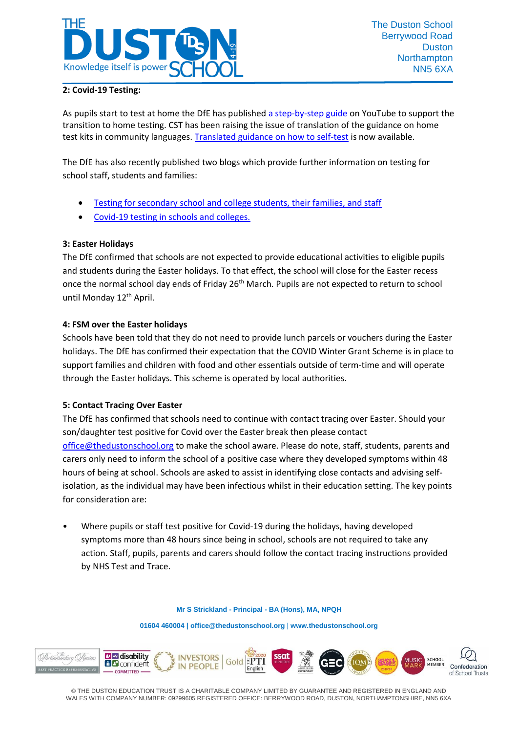**2: Covid-19 Testing:**

As pupils start to test at home the DfE has published a step-by-step guide on YouTube to support the transition to home testing. CST has been raising the issue of translation of the guidance on home test kits in community languages. Translated guidance on how to self-test is now available.

The DfE has also recently published two blogs which provide further information on testing for school staff, students and families:

- Testing for secondary school and college students, their families, and staff
- Covid-19 testing in schools and colleges.

**3: Easter Holidays**

The DfE confirmed that schools are not expected to provide educational activities to eligible pupils and students during the Easter holidays. To that effect, the school will close for the Easter recess once the normal school day ends of Friday 26th March. Pupils are not expected to return to school until Monday 12th April.

**4: FSM over the Easter holidays**

Schools have been told that they do not need to provide lunch parcels or vouchers during the Easter holidays. The DfE has confirmed their expectation that the COVID Winter Grant Scheme is in place to support families and children with food and other essentials outside of term-time and will operate through the Easter holidays. This scheme is operated by local authorities.

**5: Contact Tracing Over Easter**

The DfE has confirmed that schools need to continue with contact tracing over Easter. Should your son/daughter test positive for Covid over the Easter break then please contact office@thedustonschool.org to make the school aware. Please do note, staff, students, parents and carers only need to inform the school of a positive case where they developed symptoms within 48 hours of being at school. Schools are asked to assist in identifying close contacts and advising self-isolation, as the individual may have been infectious whilst in their education setting. The key points for consideration are:

- Where pupils or staff test positive for Covid-19 during the holidays, having developed symptoms more than 48 hours since being in school, schools are not required to take any action. Staff, pupils, parents and carers should follow the contact tracing instructions provided by NHS Test and Trace.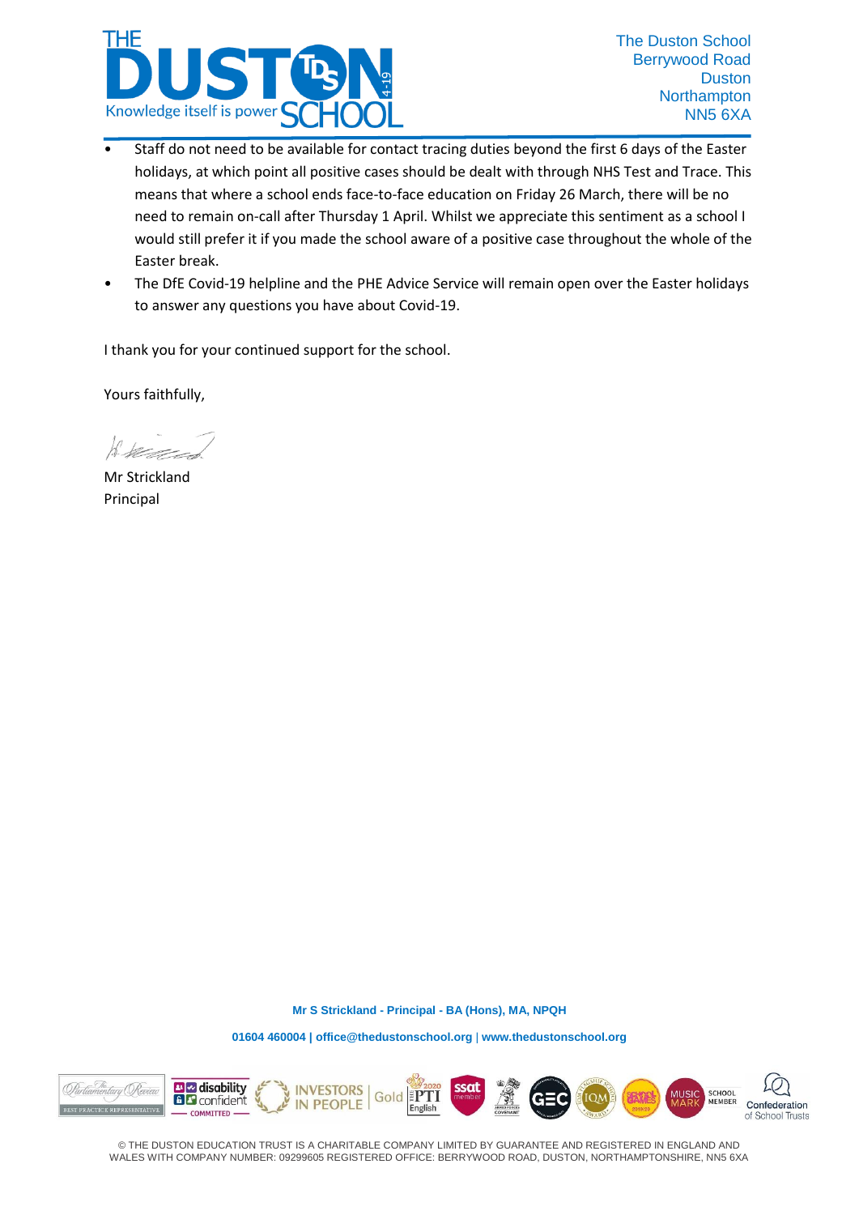- Staff do not need to be available for contact tracing duties beyond the first 6 days of the Easter holidays, at which point all positive cases should be dealt with through NHS Test and Trace. This means that where a school ends face-to-face education on Friday 26 March, there will be no need to remain on-call after Thursday 1 April. Whilst we appreciate this sentiment as a school I would still prefer it if you made the school aware of a positive case throughout the whole of the Easter break.
- The DfE Covid-19 helpline and the PHE Advice Service will remain open over the Easter holidays to answer any questions you have about Covid-19.

I thank you for your continued support for the school.

Yours faithfully,

Mr Strickland
Principal